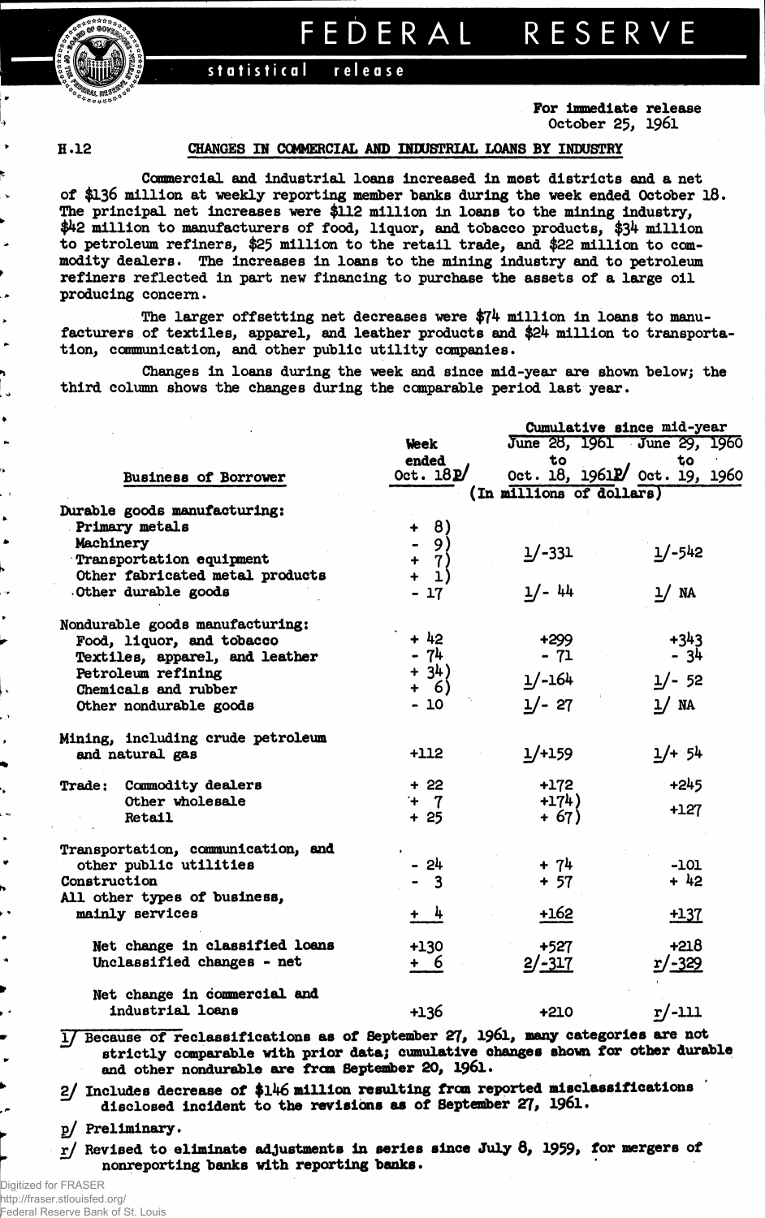# FEDERAL RESERVE

statistical release

For immediate release
October 25, 1961

H.12

## CHANGES IN COMMERCIAL AND INDUSTRIAL LOANS BY INDUSTRY

Commercial and industrial loans increased in most districts and a net of $136 million at weekly reporting member banks during the week ended October 18. The principal net increases were $112 million in loans to the mining industry, $42 million to manufacturers of food, liquor, and tobacco products, $34 million to petroleum refiners, $25 million to the retail trade, and $22 million to commodity dealers. The increases in loans to the mining industry and to petroleum refiners reflected in part new financing to purchase the assets of a large oil producing concern.

The larger offsetting net decreases were $74 million in loans to manufacturers of textiles, apparel, and leather products and $24 million to transportation, communication, and other public utility companies.

Changes in loans during the week and since mid-year are shown below; the third column shows the changes during the comparable period last year.

| Business of Borrower | Week ended Oct. 18 p/ | Cumulative since mid-year: June 28, 1961 to Oct. 18, 1961 p/ | Cumulative since mid-year: June 29, 1960 to Oct. 19, 1960 |
|---|---|---|---|
| | (In millions of dollars) | | |
| **Durable goods manufacturing:** | | | |
| Primary metals | + 8) | | |
| Machinery | - 9) | | |
| Transportation equipment | + 7) | 1/-331 | 1/-542 |
| Other fabricated metal products | + 1) | | |
| Other durable goods | - 17 | 1/- 44 | 1/ NA |
| **Nondurable goods manufacturing:** | | | |
| Food, liquor, and tobacco | + 42 | +299 | +343 |
| Textiles, apparel, and leather | - 74 | - 71 | - 34 |
| Petroleum refining | + 34) | 1/-164 | 1/- 52 |
| Chemicals and rubber | + 6) | | |
| Other nondurable goods | - 10 | 1/- 27 | 1/ NA |
| Mining, including crude petroleum and natural gas | +112 | 1/+159 | 1/+ 54 |
| Trade: Commodity dealers | + 22 | +172 | +245 |
| Other wholesale | + 7 | +174) | +127 |
| Retail | + 25 | + 67) | |
| Transportation, communication, and other public utilities | - 24 | + 74 | -101 |
| Construction | - 3 | + 57 | + 42 |
| All other types of business, mainly services | + 4 | +162 | +137 |
| Net change in classified loans | +130 | +527 | +218 |
| Unclassified changes - net | + 6 | 2/-317 | r/-329 |
| Net change in commercial and industrial loans | +136 | +210 | r/-111 |

1/ Because of reclassifications as of September 27, 1961, many categories are not strictly comparable with prior data; cumulative changes shown for other durable and other nondurable are from September 20, 1961.

2/ Includes decrease of $146 million resulting from reported misclassifications disclosed incident to the revisions as of September 27, 1961.

p/ Preliminary.

r/ Revised to eliminate adjustments in series since July 8, 1959, for mergers of nonreporting banks with reporting banks.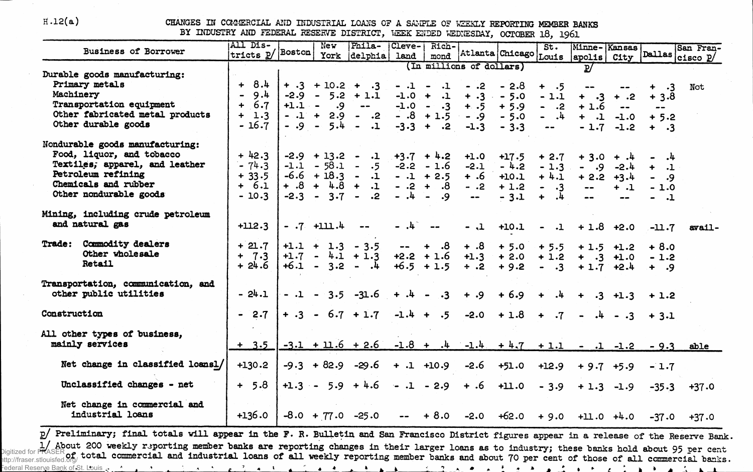H.12(a)

CHANGES IN COMMERCIAL AND INDUSTRIAL LOANS OF A SAMPLE OF WEEKLY REPORTING MEMBER BANKS BY INDUSTRY AND FEDERAL RESERVE DISTRICT, WEEK ENDED WEDNESDAY, OCTOBER 18, 1961

| Business of Borrower | All Districts p/ | Boston | New York | Philadelphia | Cleveland | Richmond | Atlanta | Chicago | St. Louis | Minneapolis p/ | Kansas City | Dallas | San Francisco p/ |
|---|---|---|---|---|---|---|---|---|---|---|---|---|---|
| | (In millions of dollars) | | | | | | | | | | | | |
| **Durable goods manufacturing:** | | | | | | | | | | | | | |
| Primary metals | + 8.4 | + .3 | + 10.2 | + .3 | - .1 | - .1 | - .2 | - 2.8 | + .5 | -- | -- | + .3 | Not |
| Machinery | - 9.4 | -2.9 | - 5.2 | + 1.1 | -1.0 | + .1 | + .3 | - 5.0 | - 1.1 | + .3 | + .2 | + 3.8 | |
| Transportation equipment | + 6.7 | +1.1 | - .9 | -- | -1.0 | - .3 | + .5 | + 5.9 | - .2 | + 1.6 | -- | -- | |
| Other fabricated metal products | + 1.3 | - .1 | + 2.9 | - .2 | - .8 | + 1.5 | - .9 | - 5.0 | - .4 | + .1 | -1.0 | + 5.2 | |
| Other durable goods | - 16.7 | - .9 | - 5.4 | - .1 | -3.3 | + .2 | -1.3 | - 3.3 | -- | - 1.7 | -1.2 | + .3 | |
| **Nondurable goods manufacturing:** | | | | | | | | | | | | | |
| Food, liquor, and tobacco | + 42.3 | -2.9 | + 13.2 | - .1 | +3.7 | + 4.2 | +1.0 | +17.5 | + 2.7 | + 3.0 | + .4 | - .4 | |
| Textiles, apparel, and leather | - 74.3 | -1.1 | - 58.1 | - .5 | -2.2 | - 1.6 | -2.1 | - 4.2 | - 1.3 | - .9 | -2.4 | + .1 | |
| Petroleum refining | + 33.5 | -6.6 | + 18.3 | - .1 | - .1 | + 2.5 | + .6 | +10.1 | + 4.1 | + 2.2 | +3.4 | - .9 | |
| Chemicals and rubber | + 6.1 | + .8 | + 4.8 | + .1 | - .2 | + .8 | - .2 | + 1.2 | - .3 | -- | + .1 | - 1.0 | |
| Other nondurable goods | - 10.3 | -2.3 | - 3.7 | - .2 | - .4 | - .9 | -- | - 3.1 | + .4 | -- | -- | - .1 | |
| **Mining, including crude petroleum and natural gas** | +112.3 | - .7 | +111.4 | -- | - .4 | -- | - .1 | +10.1 | - .1 | + 1.8 | +2.0 | -11.7 | avail- |
| **Trade:** Commodity dealers | + 21.7 | +1.1 | + 1.3 | - 3.5 | -- | + .8 | + .8 | + 5.0 | + 5.5 | + 1.5 | +1.2 | + 8.0 | |
| Other wholesale | + 7.3 | +1.7 | - 4.1 | + 1.3 | +2.2 | + 1.6 | +1.3 | + 2.0 | + 1.2 | + .3 | +1.0 | - 1.2 | |
| Retail | + 24.6 | +6.1 | - 3.2 | - .4 | +6.5 | + 1.5 | + .2 | + 9.2 | - .3 | + 1.7 | +2.4 | + .9 | |
| **Transportation, communication, and other public utilities** | - 24.1 | - .1 | - 3.5 | -31.6 | + .4 | - .3 | + .9 | + 6.9 | + .4 | + .3 | +1.3 | + 1.2 | |
| **Construction** | - 2.7 | + .3 | - 6.7 | + 1.7 | -1.4 | + .5 | -2.0 | + 1.8 | + .7 | - .4 | - .3 | + 3.1 | |
| **All other types of business, mainly services** | + 3.5 | -3.1 | + 11.6 | + 2.6 | -1.8 | + .4 | -1.4 | + 4.7 | + 1.1 | - .1 | -1.2 | - 9.3 | able |
| Net change in classified loans 1/ | +130.2 | -9.3 | + 82.9 | -29.6 | + .1 | +10.9 | -2.6 | +51.0 | +12.9 | + 9.7 | +5.9 | - 1.7 | |
| Unclassified changes - net | + 5.8 | +1.3 | - 5.9 | + 4.6 | - .1 | - 2.9 | + .6 | +11.0 | - 3.9 | + 1.3 | -1.9 | -35.3 | +37.0 |
| Net change in commercial and industrial loans | +136.0 | -8.0 | + 77.0 | -25.0 | -- | + 8.0 | -2.0 | +62.0 | + 9.0 | +11.0 | +4.0 | -37.0 | +37.0 |

p/ Preliminary; final totals will appear in the F. R. Bulletin and San Francisco District figures appear in a release of the Reserve Bank.

1/ About 200 weekly reporting member banks are reporting changes in their larger loans as to industry; these banks hold about 95 per cent of total commercial and industrial loans of all weekly reporting member banks and about 70 per cent of those of all commercial banks.